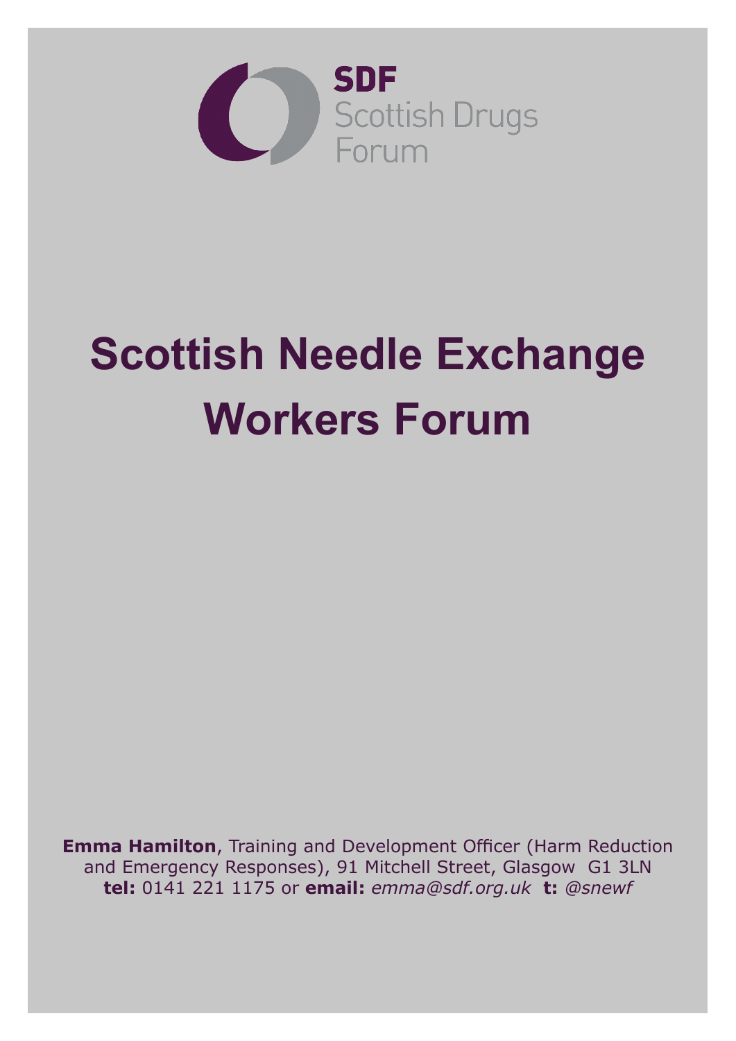**SDF**
Scottish Drugs
Forum

# Scottish Needle Exchange Workers Forum

**Emma Hamilton**, Training and Development Officer (Harm Reduction and Emergency Responses), 91 Mitchell Street, Glasgow G1 3LN
**tel:** 0141 221 1175 or **email:** *emma@sdf.org.uk* **t:** *@snewf*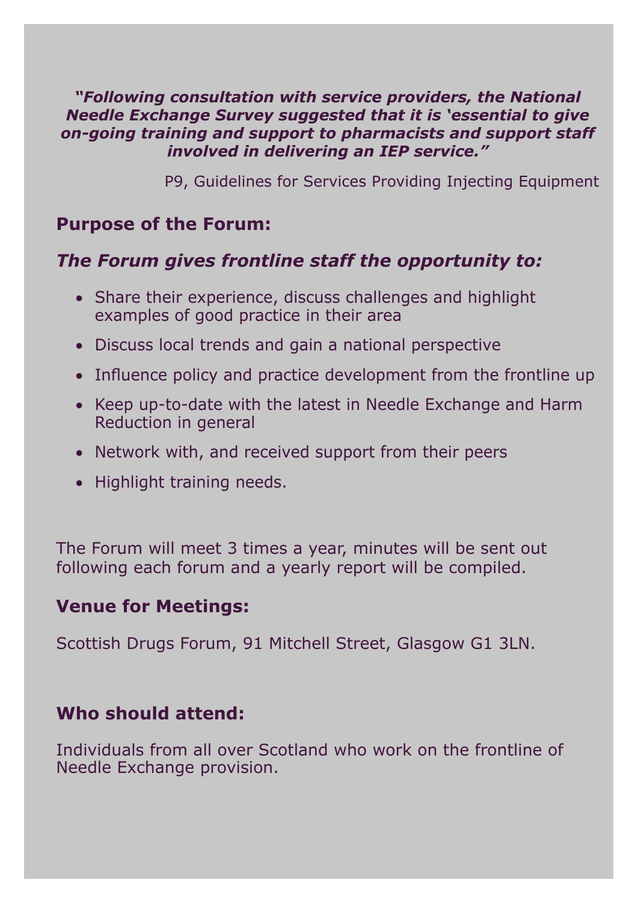***"Following consultation with service providers, the National Needle Exchange Survey suggested that it is 'essential to give on-going training and support to pharmacists and support staff involved in delivering an IEP service."***

P9, Guidelines for Services Providing Injecting Equipment

## Purpose of the Forum:

### *The Forum gives frontline staff the opportunity to:*

- Share their experience, discuss challenges and highlight examples of good practice in their area
- Discuss local trends and gain a national perspective
- Influence policy and practice development from the frontline up
- Keep up-to-date with the latest in Needle Exchange and Harm Reduction in general
- Network with, and received support from their peers
- Highlight training needs.

The Forum will meet 3 times a year, minutes will be sent out following each forum and a yearly report will be compiled.

## Venue for Meetings:

Scottish Drugs Forum, 91 Mitchell Street, Glasgow G1 3LN.

## Who should attend:

Individuals from all over Scotland who work on the frontline of Needle Exchange provision.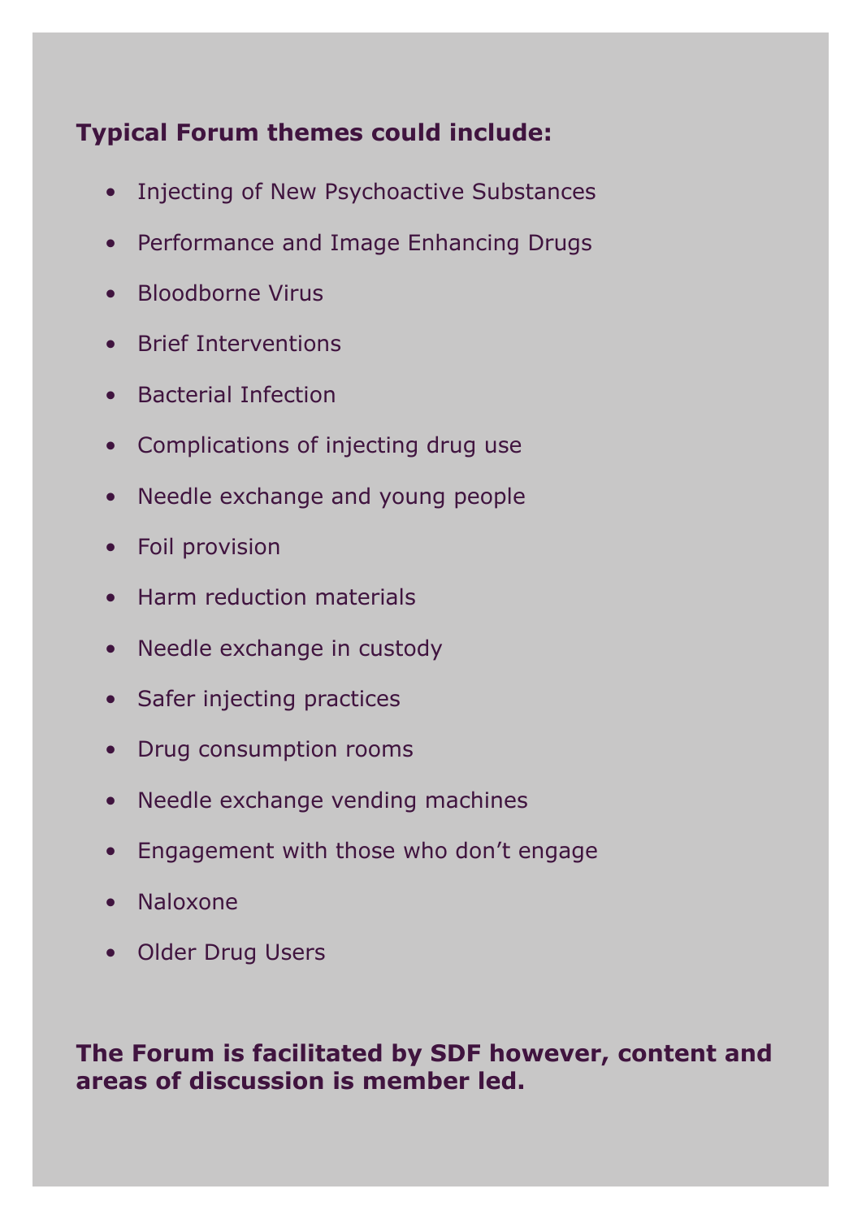**Typical Forum themes could include:**

- Injecting of New Psychoactive Substances
- Performance and Image Enhancing Drugs
- Bloodborne Virus
- Brief Interventions
- Bacterial Infection
- Complications of injecting drug use
- Needle exchange and young people
- Foil provision
- Harm reduction materials
- Needle exchange in custody
- Safer injecting practices
- Drug consumption rooms
- Needle exchange vending machines
- Engagement with those who don't engage
- Naloxone
- Older Drug Users

**The Forum is facilitated by SDF however, content and areas of discussion is member led.**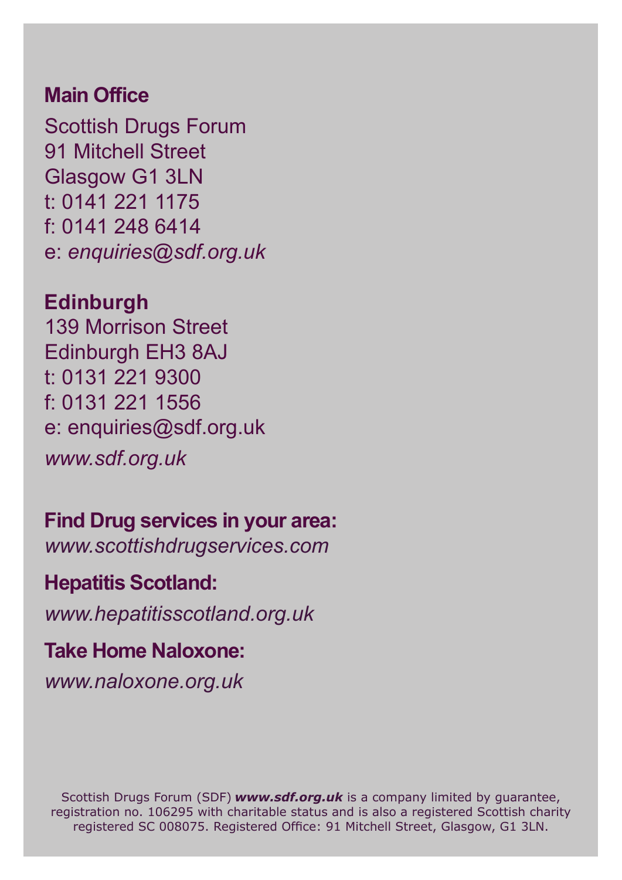**Main Office**

Scottish Drugs Forum
91 Mitchell Street
Glasgow G1 3LN
t: 0141 221 1175
f: 0141 248 6414
e: *enquiries@sdf.org.uk*

**Edinburgh**

139 Morrison Street
Edinburgh EH3 8AJ
t: 0131 221 9300
f: 0131 221 1556
e: enquiries@sdf.org.uk

*www.sdf.org.uk*

**Find Drug services in your area:**
*www.scottishdrugservices.com*

**Hepatitis Scotland:**
*www.hepatitisscotland.org.uk*

**Take Home Naloxone:**
*www.naloxone.org.uk*

Scottish Drugs Forum (SDF) ***www.sdf.org.uk*** is a company limited by guarantee, registration no. 106295 with charitable status and is also a registered Scottish charity registered SC 008075. Registered Office: 91 Mitchell Street, Glasgow, G1 3LN.